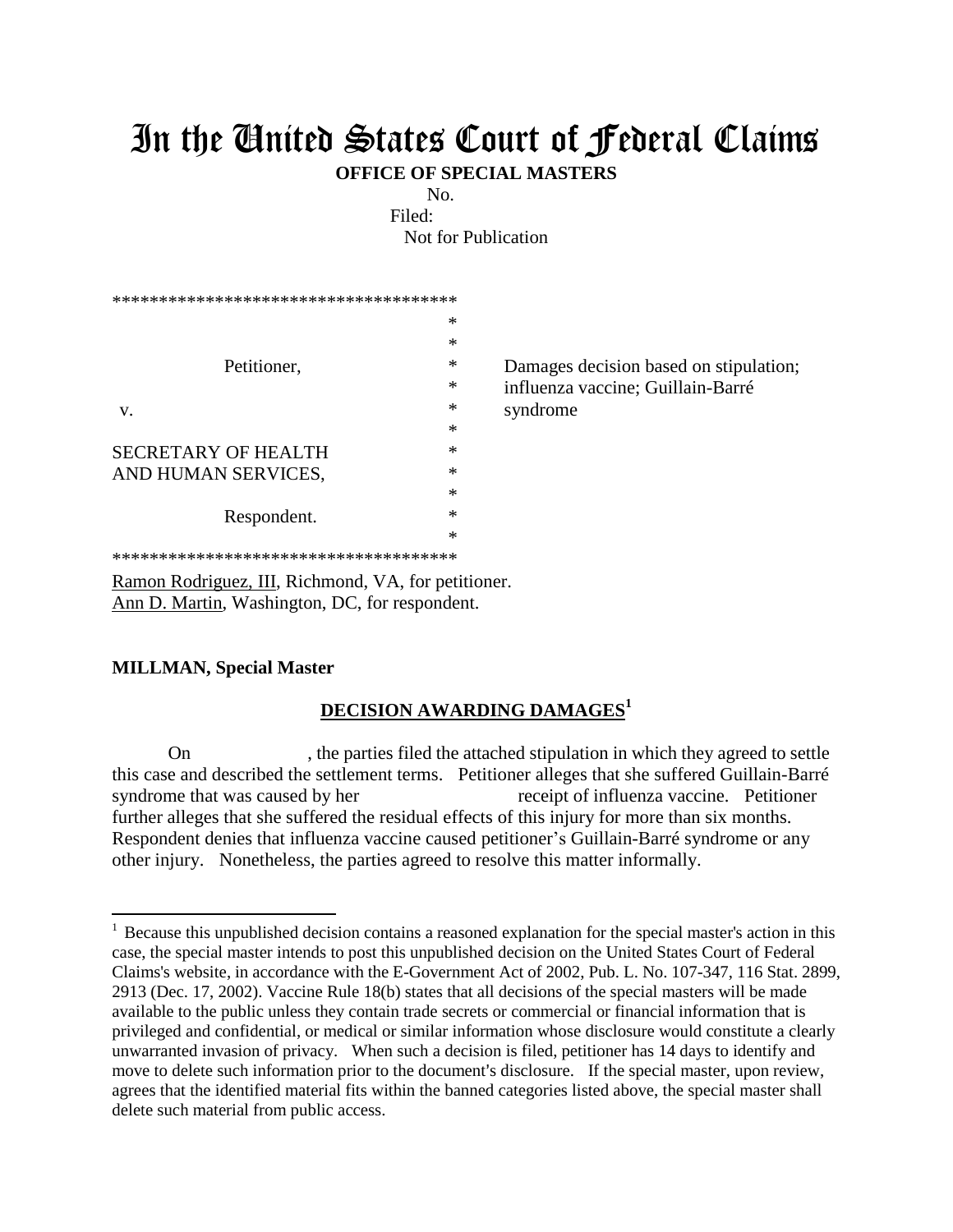# In the United States Court of Federal Claims

**OFFICE OF SPECIAL MASTERS**

No.

Filed:

Not for Publication

```
*************************************
                                    *
                                    *
          Petitioner,               *     Damages decision based on stipulation;
                                    *     influenza vaccine; Guillain-Barré
v.                                  *     syndrome
                                    *
SECRETARY OF HEALTH                 *
AND HUMAN SERVICES,                 *
                                    *
          Respondent.               *
                                    *
*************************************
```

Ramon Rodriguez, III, Richmond, VA, for petitioner.
Ann D. Martin, Washington, DC, for respondent.

**MILLMAN, Special Master**

## DECISION AWARDING DAMAGES[1]

On , the parties filed the attached stipulation in which they agreed to settle this case and described the settlement terms. Petitioner alleges that she suffered Guillain-Barré syndrome that was caused by her receipt of influenza vaccine. Petitioner further alleges that she suffered the residual effects of this injury for more than six months. Respondent denies that influenza vaccine caused petitioner's Guillain-Barré syndrome or any other injury. Nonetheless, the parties agreed to resolve this matter informally.

[1] Because this unpublished decision contains a reasoned explanation for the special master's action in this case, the special master intends to post this unpublished decision on the United States Court of Federal Claims's website, in accordance with the E-Government Act of 2002, Pub. L. No. 107-347, 116 Stat. 2899, 2913 (Dec. 17, 2002). Vaccine Rule 18(b) states that all decisions of the special masters will be made available to the public unless they contain trade secrets or commercial or financial information that is privileged and confidential, or medical or similar information whose disclosure would constitute a clearly unwarranted invasion of privacy. When such a decision is filed, petitioner has 14 days to identify and move to delete such information prior to the document's disclosure. If the special master, upon review, agrees that the identified material fits within the banned categories listed above, the special master shall delete such material from public access.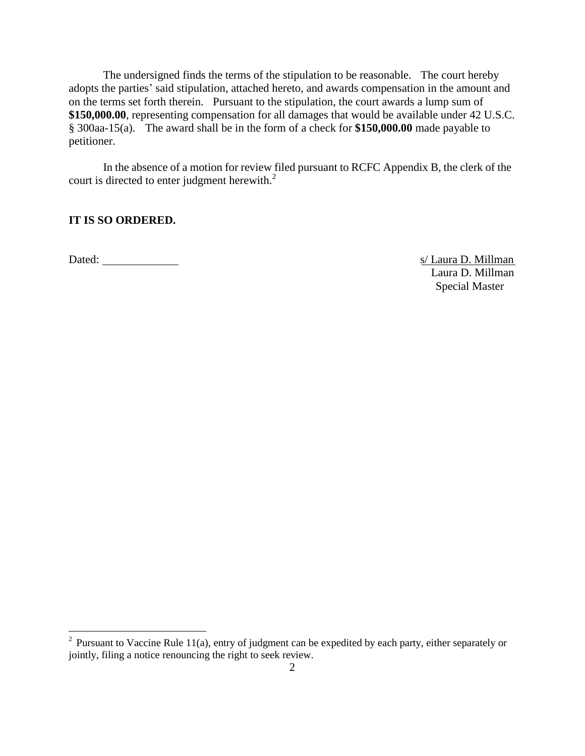The undersigned finds the terms of the stipulation to be reasonable. The court hereby adopts the parties' said stipulation, attached hereto, and awards compensation in the amount and on the terms set forth therein. Pursuant to the stipulation, the court awards a lump sum of **$150,000.00**, representing compensation for all damages that would be available under 42 U.S.C. § 300aa-15(a). The award shall be in the form of a check for **$150,000.00** made payable to petitioner.

In the absence of a motion for review filed pursuant to RCFC Appendix B, the clerk of the court is directed to enter judgment herewith.[2]

**IT IS SO ORDERED.**

Dated: ____________

s/ Laura D. Millman
Laura D. Millman
Special Master

[2] Pursuant to Vaccine Rule 11(a), entry of judgment can be expedited by each party, either separately or jointly, filing a notice renouncing the right to seek review.